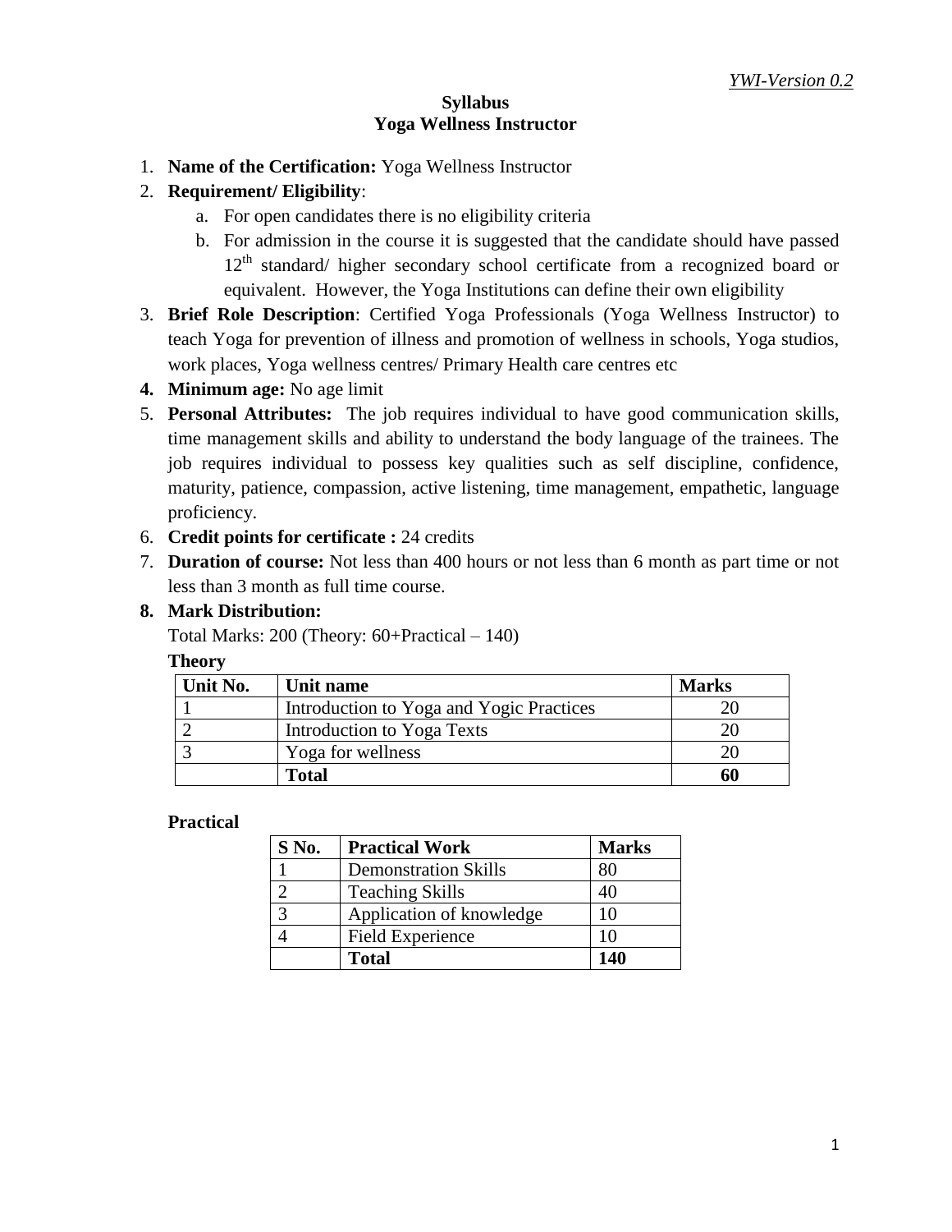*YWI-Version 0.2*

# Syllabus
# Yoga Wellness Instructor

1. **Name of the Certification:** Yoga Wellness Instructor
2. **Requirement/ Eligibility**:
   a. For open candidates there is no eligibility criteria
   b. For admission in the course it is suggested that the candidate should have passed 12th standard/ higher secondary school certificate from a recognized board or equivalent. However, the Yoga Institutions can define their own eligibility
3. **Brief Role Description**: Certified Yoga Professionals (Yoga Wellness Instructor) to teach Yoga for prevention of illness and promotion of wellness in schools, Yoga studios, work places, Yoga wellness centres/ Primary Health care centres etc
4. **Minimum age:** No age limit
5. **Personal Attributes:** The job requires individual to have good communication skills, time management skills and ability to understand the body language of the trainees. The job requires individual to possess key qualities such as self discipline, confidence, maturity, patience, compassion, active listening, time management, empathetic, language proficiency.
6. **Credit points for certificate :** 24 credits
7. **Duration of course:** Not less than 400 hours or not less than 6 month as part time or not less than 3 month as full time course.
8. **Mark Distribution:**

   Total Marks: 200 (Theory: 60+Practical – 140)

**Theory**

| Unit No. | Unit name | Marks |
|---|---|---|
| 1 | Introduction to Yoga and Yogic Practices | 20 |
| 2 | Introduction to Yoga Texts | 20 |
| 3 | Yoga for wellness | 20 |
| | **Total** | **60** |

**Practical**

| S No. | Practical Work | Marks |
|---|---|---|
| 1 | Demonstration Skills | 80 |
| 2 | Teaching Skills | 40 |
| 3 | Application of knowledge | 10 |
| 4 | Field Experience | 10 |
| | **Total** | **140** |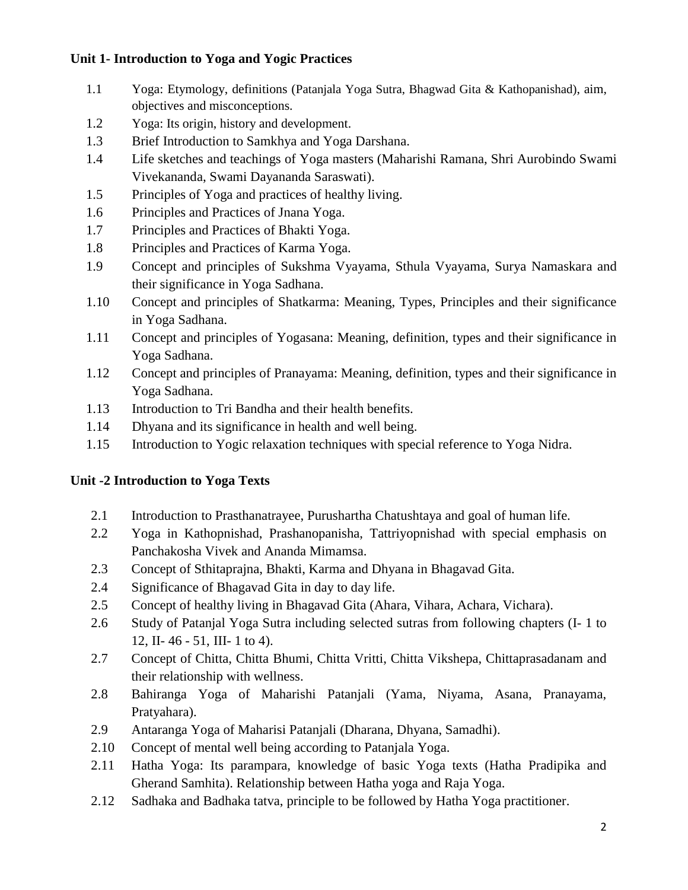### Unit 1- Introduction to Yoga and Yogic Practices

- 1.1 Yoga: Etymology, definitions (Patanjala Yoga Sutra, Bhagwad Gita & Kathopanishad), aim, objectives and misconceptions.
- 1.2 Yoga: Its origin, history and development.
- 1.3 Brief Introduction to Samkhya and Yoga Darshana.
- 1.4 Life sketches and teachings of Yoga masters (Maharishi Ramana, Shri Aurobindo Swami Vivekananda, Swami Dayananda Saraswati).
- 1.5 Principles of Yoga and practices of healthy living.
- 1.6 Principles and Practices of Jnana Yoga.
- 1.7 Principles and Practices of Bhakti Yoga.
- 1.8 Principles and Practices of Karma Yoga.
- 1.9 Concept and principles of Sukshma Vyayama, Sthula Vyayama, Surya Namaskara and their significance in Yoga Sadhana.
- 1.10 Concept and principles of Shatkarma: Meaning, Types, Principles and their significance in Yoga Sadhana.
- 1.11 Concept and principles of Yogasana: Meaning, definition, types and their significance in Yoga Sadhana.
- 1.12 Concept and principles of Pranayama: Meaning, definition, types and their significance in Yoga Sadhana.
- 1.13 Introduction to Tri Bandha and their health benefits.
- 1.14 Dhyana and its significance in health and well being.
- 1.15 Introduction to Yogic relaxation techniques with special reference to Yoga Nidra.

### Unit -2 Introduction to Yoga Texts

- 2.1 Introduction to Prasthanatrayee, Purushartha Chatushtaya and goal of human life.
- 2.2 Yoga in Kathopnishad, Prashanopanisha, Tattriyopnishad with special emphasis on Panchakosha Vivek and Ananda Mimamsa.
- 2.3 Concept of Sthitaprajna, Bhakti, Karma and Dhyana in Bhagavad Gita.
- 2.4 Significance of Bhagavad Gita in day to day life.
- 2.5 Concept of healthy living in Bhagavad Gita (Ahara, Vihara, Achara, Vichara).
- 2.6 Study of Patanjal Yoga Sutra including selected sutras from following chapters (I- 1 to 12, II- 46 - 51, III- 1 to 4).
- 2.7 Concept of Chitta, Chitta Bhumi, Chitta Vritti, Chitta Vikshepa, Chittaprasadanam and their relationship with wellness.
- 2.8 Bahiranga Yoga of Maharishi Patanjali (Yama, Niyama, Asana, Pranayama, Pratyahara).
- 2.9 Antaranga Yoga of Maharisi Patanjali (Dharana, Dhyana, Samadhi).
- 2.10 Concept of mental well being according to Patanjala Yoga.
- 2.11 Hatha Yoga: Its parampara, knowledge of basic Yoga texts (Hatha Pradipika and Gherand Samhita). Relationship between Hatha yoga and Raja Yoga.
- 2.12 Sadhaka and Badhaka tatva, principle to be followed by Hatha Yoga practitioner.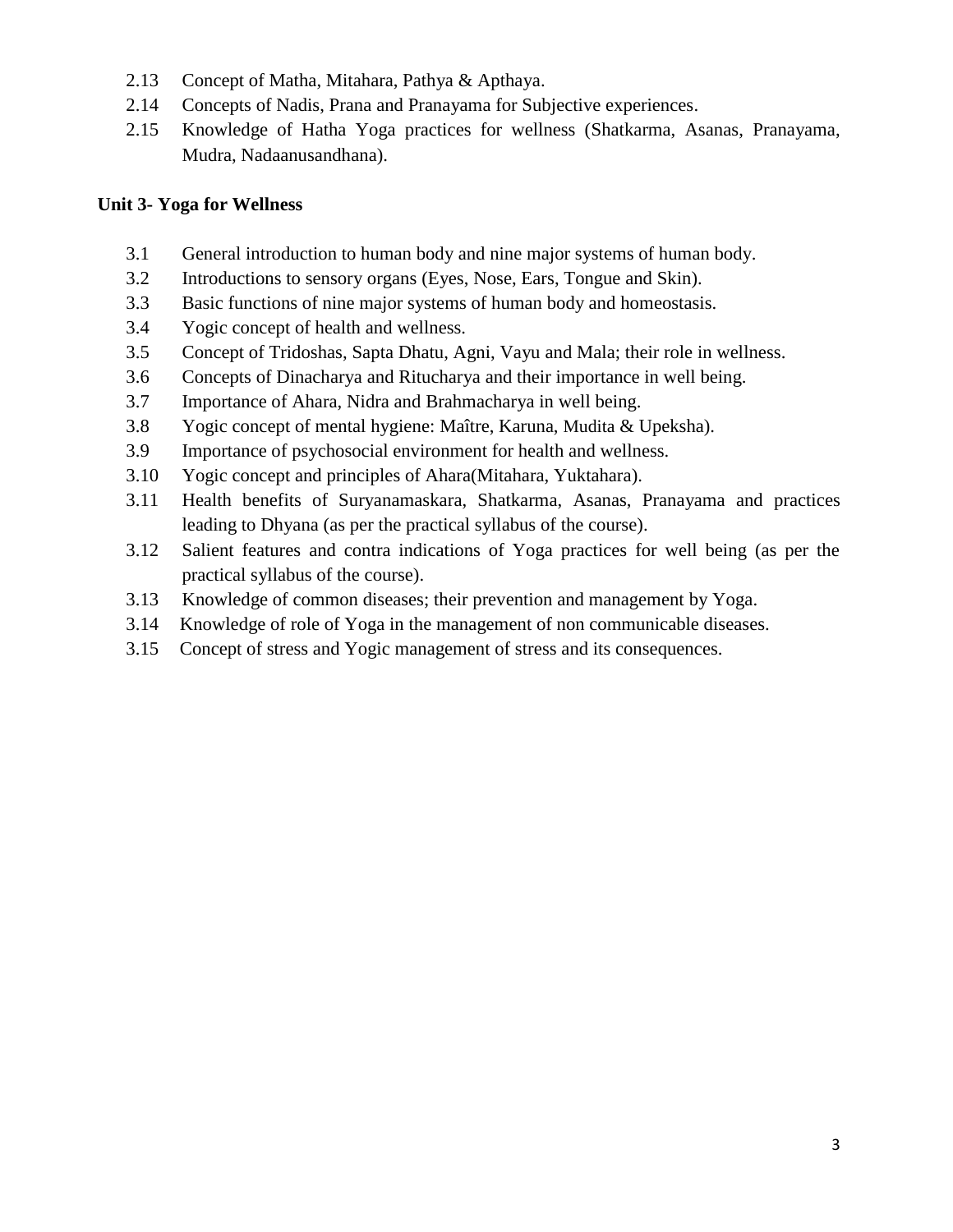2.13 Concept of Matha, Mitahara, Pathya & Apthaya.

2.14 Concepts of Nadis, Prana and Pranayama for Subjective experiences.

2.15 Knowledge of Hatha Yoga practices for wellness (Shatkarma, Asanas, Pranayama, Mudra, Nadaanusandhana).

**Unit 3- Yoga for Wellness**

3.1 General introduction to human body and nine major systems of human body.

3.2 Introductions to sensory organs (Eyes, Nose, Ears, Tongue and Skin).

3.3 Basic functions of nine major systems of human body and homeostasis.

3.4 Yogic concept of health and wellness.

3.5 Concept of Tridoshas, Sapta Dhatu, Agni, Vayu and Mala; their role in wellness.

3.6 Concepts of Dinacharya and Ritucharya and their importance in well being.

3.7 Importance of Ahara, Nidra and Brahmacharya in well being.

3.8 Yogic concept of mental hygiene: Maître, Karuna, Mudita & Upeksha).

3.9 Importance of psychosocial environment for health and wellness.

3.10 Yogic concept and principles of Ahara(Mitahara, Yuktahara).

3.11 Health benefits of Suryanamaskara, Shatkarma, Asanas, Pranayama and practices leading to Dhyana (as per the practical syllabus of the course).

3.12 Salient features and contra indications of Yoga practices for well being (as per the practical syllabus of the course).

3.13 Knowledge of common diseases; their prevention and management by Yoga.

3.14 Knowledge of role of Yoga in the management of non communicable diseases.

3.15 Concept of stress and Yogic management of stress and its consequences.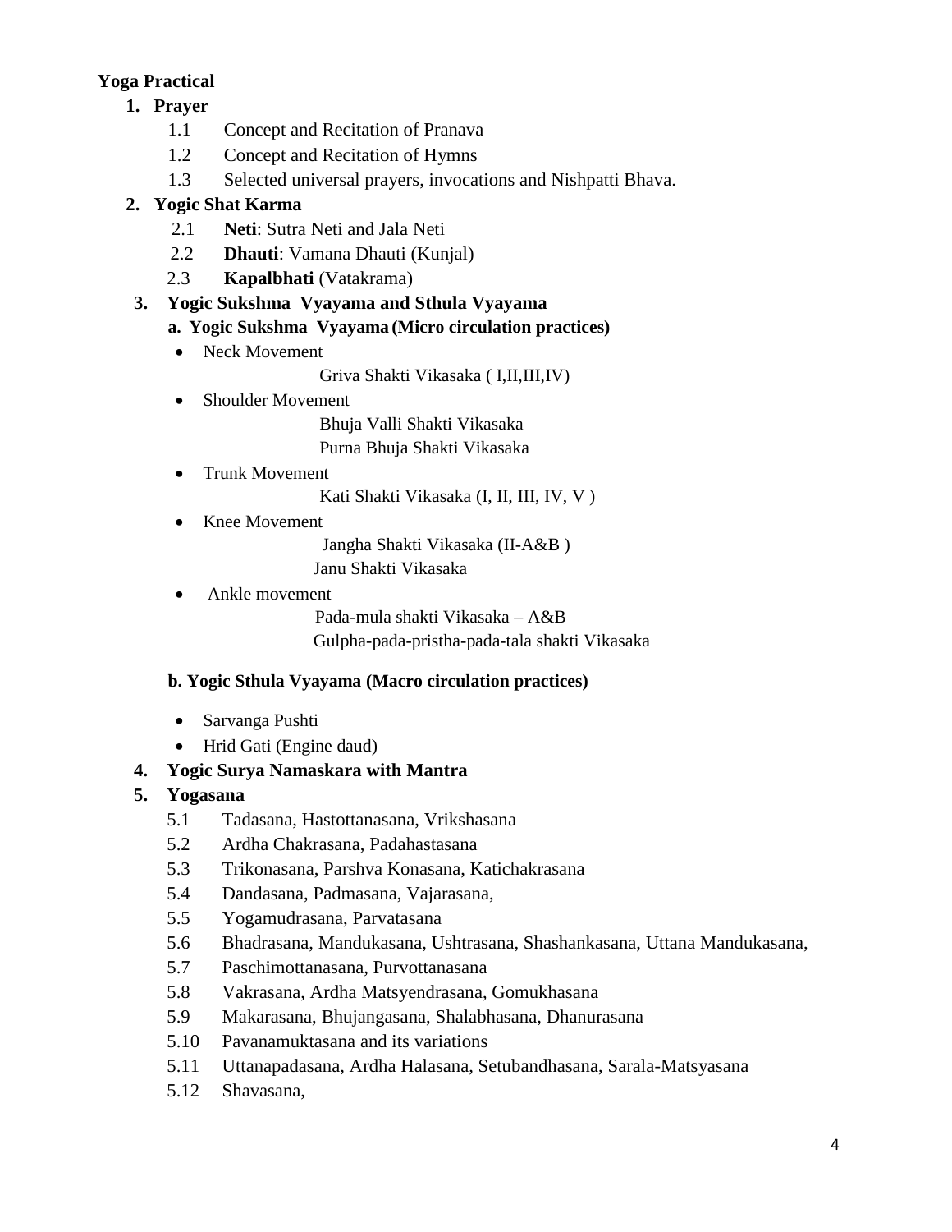**Yoga Practical**

1. **Prayer**
   - 1.1 Concept and Recitation of Pranava
   - 1.2 Concept and Recitation of Hymns
   - 1.3 Selected universal prayers, invocations and Nishpatti Bhava.
2. **Yogic Shat Karma**
   - 2.1 **Neti**: Sutra Neti and Jala Neti
   - 2.2 **Dhauti**: Vamana Dhauti (Kunjal)
   - 2.3 **Kapalbhati** (Vatakrama)
3. **Yogic Sukshma Vyayama and Sthula Vyayama**

   **a. Yogic Sukshma Vyayama (Micro circulation practices)**

   - Neck Movement
     - Griva Shakti Vikasaka ( I,II,III,IV)
   - Shoulder Movement
     - Bhuja Valli Shakti Vikasaka
     - Purna Bhuja Shakti Vikasaka
   - Trunk Movement
     - Kati Shakti Vikasaka (I, II, III, IV, V )
   - Knee Movement
     - Jangha Shakti Vikasaka (II-A&B )
     - Janu Shakti Vikasaka
   - Ankle movement
     - Pada-mula shakti Vikasaka – A&B
     - Gulpha-pada-pristha-pada-tala shakti Vikasaka

   **b. Yogic Sthula Vyayama (Macro circulation practices)**

   - Sarvanga Pushti
   - Hrid Gati (Engine daud)
4. **Yogic Surya Namaskara with Mantra**
5. **Yogasana**
   - 5.1 Tadasana, Hastottanasana, Vrikshasana
   - 5.2 Ardha Chakrasana, Padahastasana
   - 5.3 Trikonasana, Parshva Konasana, Katichakrasana
   - 5.4 Dandasana, Padmasana, Vajarasana,
   - 5.5 Yogamudrasana, Parvatasana
   - 5.6 Bhadrasana, Mandukasana, Ushtrasana, Shashankasana, Uttana Mandukasana,
   - 5.7 Paschimottanasana, Purvottanasana
   - 5.8 Vakrasana, Ardha Matsyendrasana, Gomukhasana
   - 5.9 Makarasana, Bhujangasana, Shalabhasana, Dhanurasana
   - 5.10 Pavanamuktasana and its variations
   - 5.11 Uttanapadasana, Ardha Halasana, Setubandhasana, Sarala-Matsyasana
   - 5.12 Shavasana,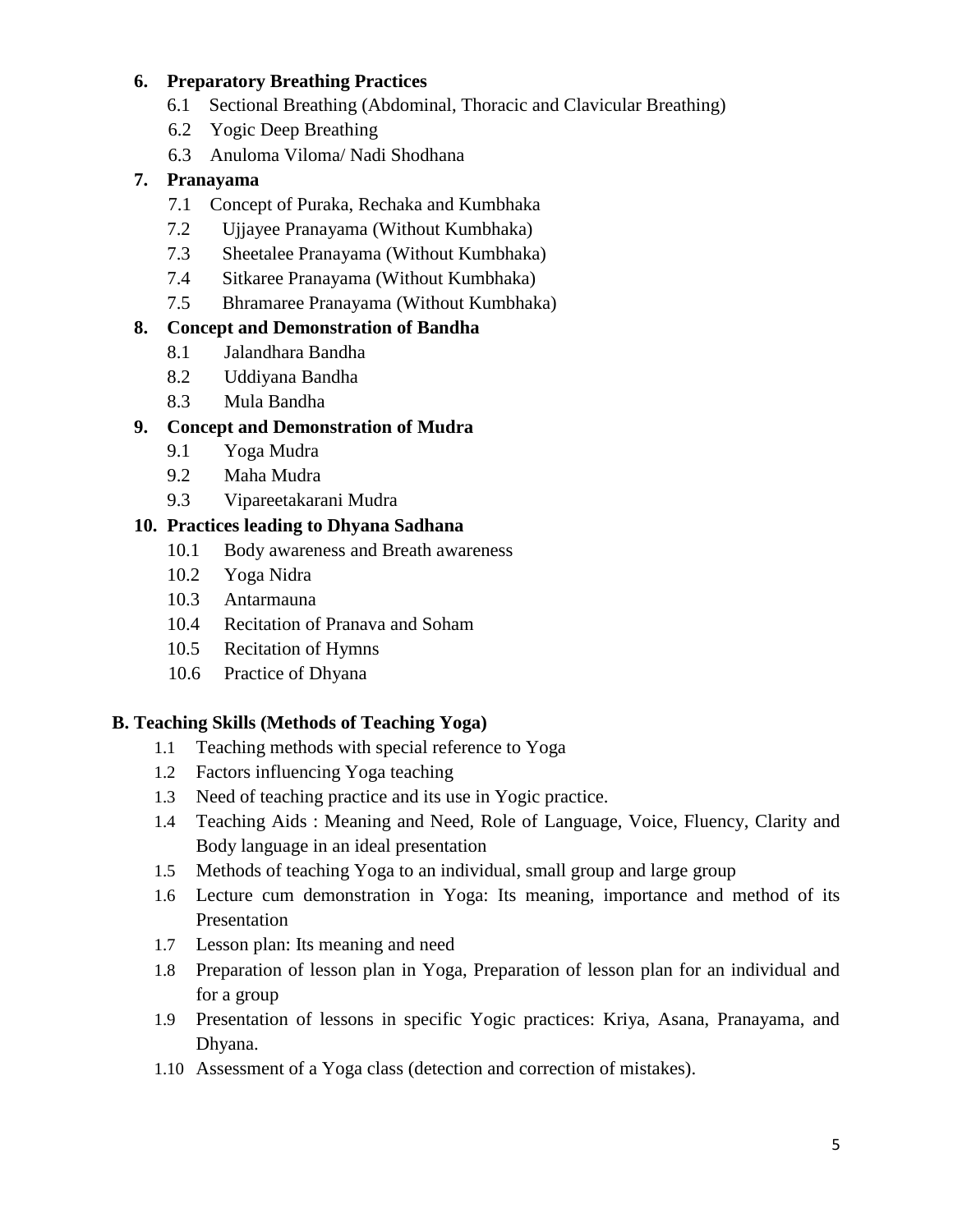**6. Preparatory Breathing Practices**

- 6.1 Sectional Breathing (Abdominal, Thoracic and Clavicular Breathing)
- 6.2 Yogic Deep Breathing
- 6.3 Anuloma Viloma/ Nadi Shodhana

**7. Pranayama**

- 7.1 Concept of Puraka, Rechaka and Kumbhaka
- 7.2 Ujjayee Pranayama (Without Kumbhaka)
- 7.3 Sheetalee Pranayama (Without Kumbhaka)
- 7.4 Sitkaree Pranayama (Without Kumbhaka)
- 7.5 Bhramaree Pranayama (Without Kumbhaka)

**8. Concept and Demonstration of Bandha**

- 8.1 Jalandhara Bandha
- 8.2 Uddiyana Bandha
- 8.3 Mula Bandha

**9. Concept and Demonstration of Mudra**

- 9.1 Yoga Mudra
- 9.2 Maha Mudra
- 9.3 Vipareetakarani Mudra

**10. Practices leading to Dhyana Sadhana**

- 10.1 Body awareness and Breath awareness
- 10.2 Yoga Nidra
- 10.3 Antarmauna
- 10.4 Recitation of Pranava and Soham
- 10.5 Recitation of Hymns
- 10.6 Practice of Dhyana

**B. Teaching Skills (Methods of Teaching Yoga)**

- 1.1 Teaching methods with special reference to Yoga
- 1.2 Factors influencing Yoga teaching
- 1.3 Need of teaching practice and its use in Yogic practice.
- 1.4 Teaching Aids : Meaning and Need, Role of Language, Voice, Fluency, Clarity and Body language in an ideal presentation
- 1.5 Methods of teaching Yoga to an individual, small group and large group
- 1.6 Lecture cum demonstration in Yoga: Its meaning, importance and method of its Presentation
- 1.7 Lesson plan: Its meaning and need
- 1.8 Preparation of lesson plan in Yoga, Preparation of lesson plan for an individual and for a group
- 1.9 Presentation of lessons in specific Yogic practices: Kriya, Asana, Pranayama, and Dhyana.
- 1.10 Assessment of a Yoga class (detection and correction of mistakes).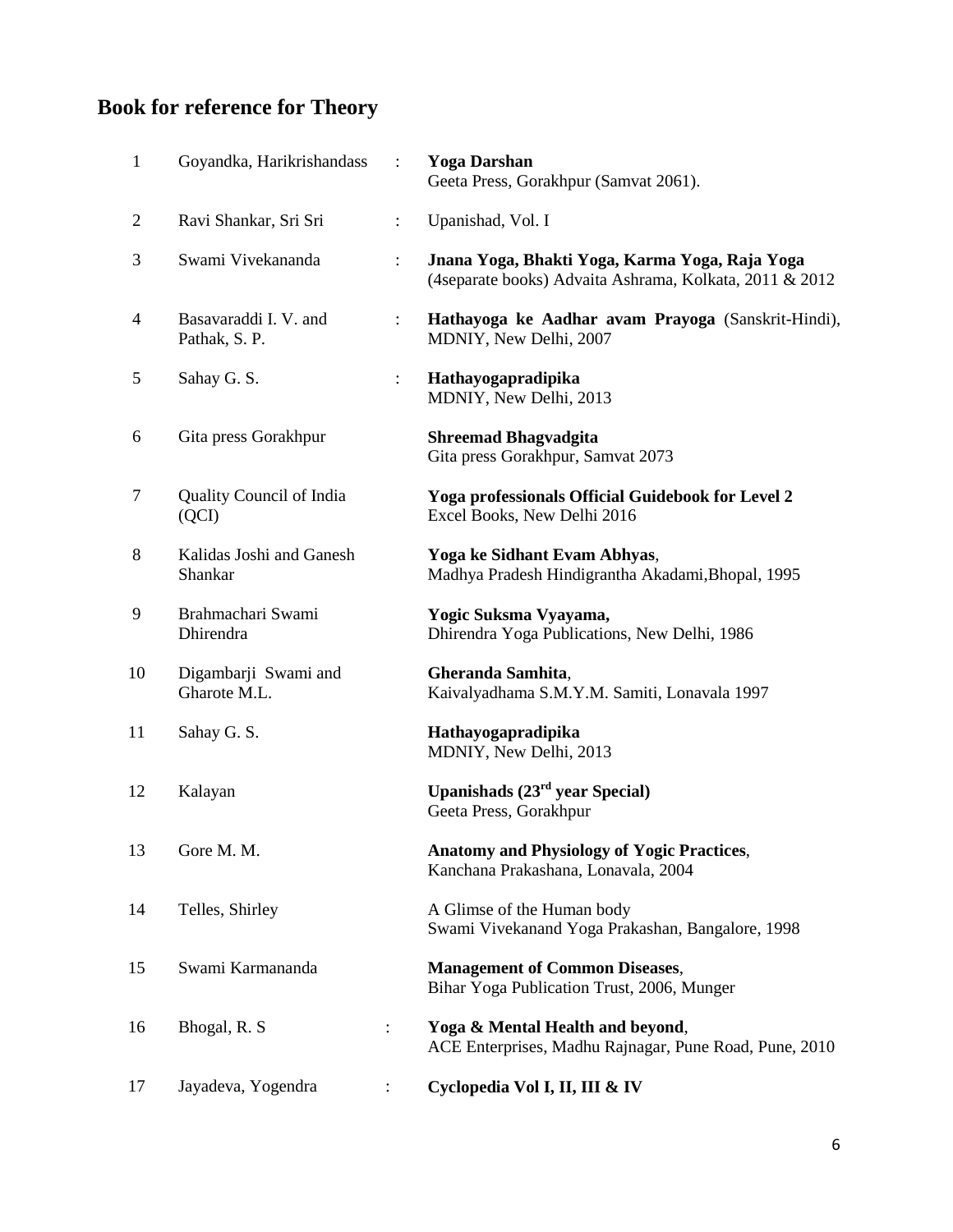## Book for reference for Theory

| No. | Author | | Title / Publisher |
|---|---|---|---|
| 1 | Goyandka, Harikrishandass | : | **Yoga Darshan** Geeta Press, Gorakhpur (Samvat 2061). |
| 2 | Ravi Shankar, Sri Sri | : | Upanishad, Vol. I |
| 3 | Swami Vivekananda | : | **Jnana Yoga, Bhakti Yoga, Karma Yoga, Raja Yoga** (4separate books) Advaita Ashrama, Kolkata, 2011 & 2012 |
| 4 | Basavaraddi I. V. and Pathak, S. P. | : | **Hathayoga ke Aadhar avam Prayoga** (Sanskrit-Hindi), MDNIY, New Delhi, 2007 |
| 5 | Sahay G. S. | : | **Hathayogapradipika** MDNIY, New Delhi, 2013 |
| 6 | Gita press Gorakhpur | | **Shreemad Bhagvadgita** Gita press Gorakhpur, Samvat 2073 |
| 7 | Quality Council of India (QCI) | | **Yoga professionals Official Guidebook for Level 2** Excel Books, New Delhi 2016 |
| 8 | Kalidas Joshi and Ganesh Shankar | | **Yoga ke Sidhant Evam Abhyas**, Madhya Pradesh Hindigrantha Akadami,Bhopal, 1995 |
| 9 | Brahmachari Swami Dhirendra | | **Yogic Suksma Vyayama,** Dhirendra Yoga Publications, New Delhi, 1986 |
| 10 | Digambarji Swami and Gharote M.L. | | **Gheranda Samhita**, Kaivalyadhama S.M.Y.M. Samiti, Lonavala 1997 |
| 11 | Sahay G. S. | | **Hathayogapradipika** MDNIY, New Delhi, 2013 |
| 12 | Kalayan | | **Upanishads (23rd year Special)** Geeta Press, Gorakhpur |
| 13 | Gore M. M. | | **Anatomy and Physiology of Yogic Practices**, Kanchana Prakashana, Lonavala, 2004 |
| 14 | Telles, Shirley | | A Glimse of the Human body Swami Vivekanand Yoga Prakashan, Bangalore, 1998 |
| 15 | Swami Karmananda | | **Management of Common Diseases**, Bihar Yoga Publication Trust, 2006, Munger |
| 16 | Bhogal, R. S | : | **Yoga & Mental Health and beyond**, ACE Enterprises, Madhu Rajnagar, Pune Road, Pune, 2010 |
| 17 | Jayadeva, Yogendra | : | **Cyclopedia Vol I, II, III & IV** |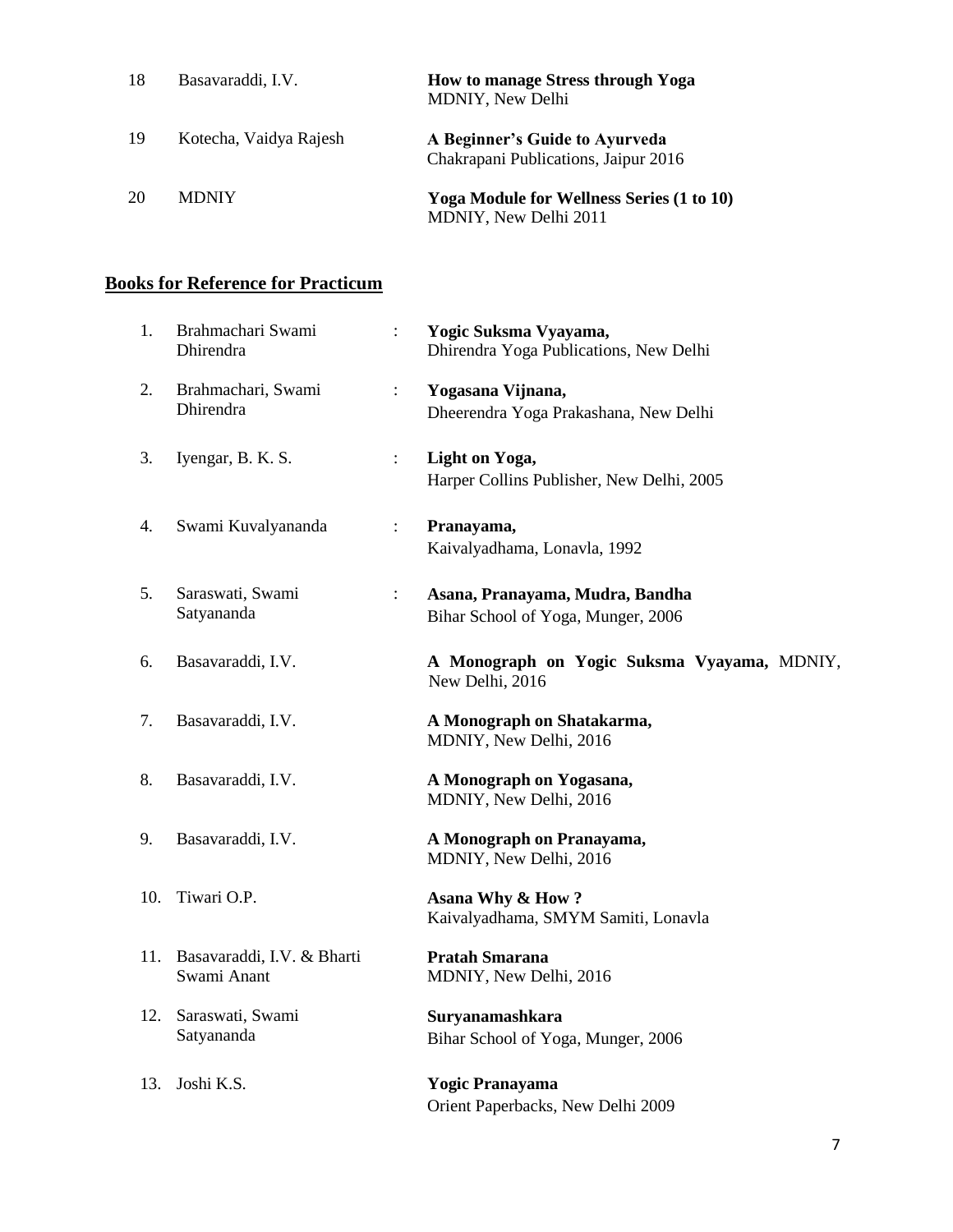| | | | |
|---|---|---|---|
| 18 | Basavaraddi, I.V. | | **How to manage Stress through Yoga**<br>MDNIY, New Delhi |
| 19 | Kotecha, Vaidya Rajesh | | **A Beginner's Guide to Ayurveda**<br>Chakrapani Publications, Jaipur 2016 |
| 20 | MDNIY | | **Yoga Module for Wellness Series (1 to 10)**<br>MDNIY, New Delhi 2011 |

## Books for Reference for Practicum

| | | | |
|---|---|---|---|
| 1. | Brahmachari Swami Dhirendra | : | **Yogic Suksma Vyayama,**<br>Dhirendra Yoga Publications, New Delhi |
| 2. | Brahmachari, Swami Dhirendra | : | **Yogasana Vijnana,**<br>Dheerendra Yoga Prakashana, New Delhi |
| 3. | Iyengar, B. K. S. | : | **Light on Yoga,**<br>Harper Collins Publisher, New Delhi, 2005 |
| 4. | Swami Kuvalyananda | : | **Pranayama,**<br>Kaivalyadhama, Lonavla, 1992 |
| 5. | Saraswati, Swami Satyananda | : | **Asana, Pranayama, Mudra, Bandha**<br>Bihar School of Yoga, Munger, 2006 |
| 6. | Basavaraddi, I.V. | | **A Monograph on Yogic Suksma Vyayama,** MDNIY, New Delhi, 2016 |
| 7. | Basavaraddi, I.V. | | **A Monograph on Shatakarma,**<br>MDNIY, New Delhi, 2016 |
| 8. | Basavaraddi, I.V. | | **A Monograph on Yogasana,**<br>MDNIY, New Delhi, 2016 |
| 9. | Basavaraddi, I.V. | | **A Monograph on Pranayama,**<br>MDNIY, New Delhi, 2016 |
| 10. | Tiwari O.P. | | **Asana Why & How ?**<br>Kaivalyadhama, SMYM Samiti, Lonavla |
| 11. | Basavaraddi, I.V. & Bharti Swami Anant | | **Pratah Smarana**<br>MDNIY, New Delhi, 2016 |
| 12. | Saraswati, Swami Satyananda | | **Suryanamashkara**<br>Bihar School of Yoga, Munger, 2006 |
| 13. | Joshi K.S. | | **Yogic Pranayama**<br>Orient Paperbacks, New Delhi 2009 |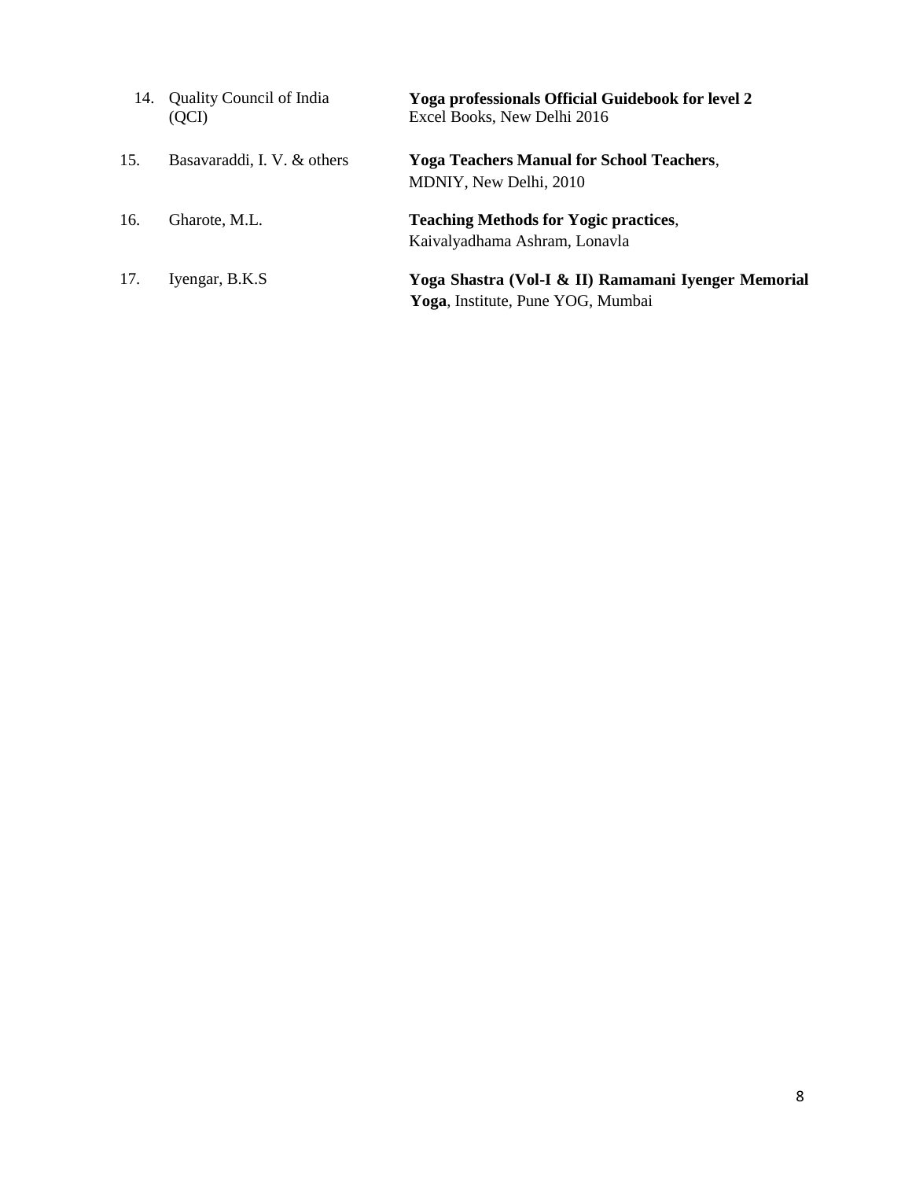| | | |
|---|---|---|
| 14. | Quality Council of India (QCI) | **Yoga professionals Official Guidebook for level 2** Excel Books, New Delhi 2016 |
| 15. | Basavaraddi, I. V. & others | **Yoga Teachers Manual for School Teachers**, MDNIY, New Delhi, 2010 |
| 16. | Gharote, M.L. | **Teaching Methods for Yogic practices**, Kaivalyadhama Ashram, Lonavla |
| 17. | Iyengar, B.K.S | **Yoga Shastra (Vol-I & II) Ramamani Iyenger Memorial Yoga**, Institute, Pune YOG, Mumbai |